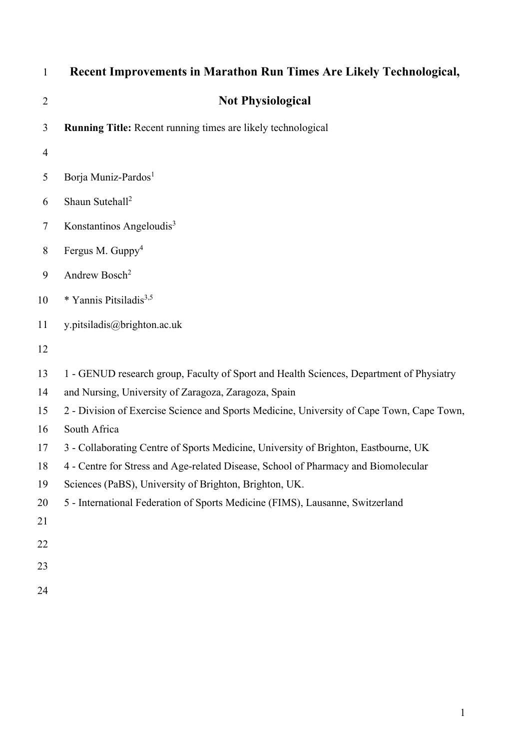# Recent Improvements in Marathon Run Times Are Likely Technological, Not Physiological

**Running Title:** Recent running times are likely technological

Borja Muniz-Pardos[1]

Shaun Sutehall[2]

Konstantinos Angeloudis[3]

Fergus M. Guppy[4]

Andrew Bosch[2]

* Yannis Pitsiladis[3,5]

y.pitsiladis@brighton.ac.uk

1 - GENUD research group, Faculty of Sport and Health Sciences, Department of Physiatry and Nursing, University of Zaragoza, Zaragoza, Spain

2 - Division of Exercise Science and Sports Medicine, University of Cape Town, Cape Town, South Africa

3 - Collaborating Centre of Sports Medicine, University of Brighton, Eastbourne, UK

4 - Centre for Stress and Age-related Disease, School of Pharmacy and Biomolecular Sciences (PaBS), University of Brighton, Brighton, UK.

5 - International Federation of Sports Medicine (FIMS), Lausanne, Switzerland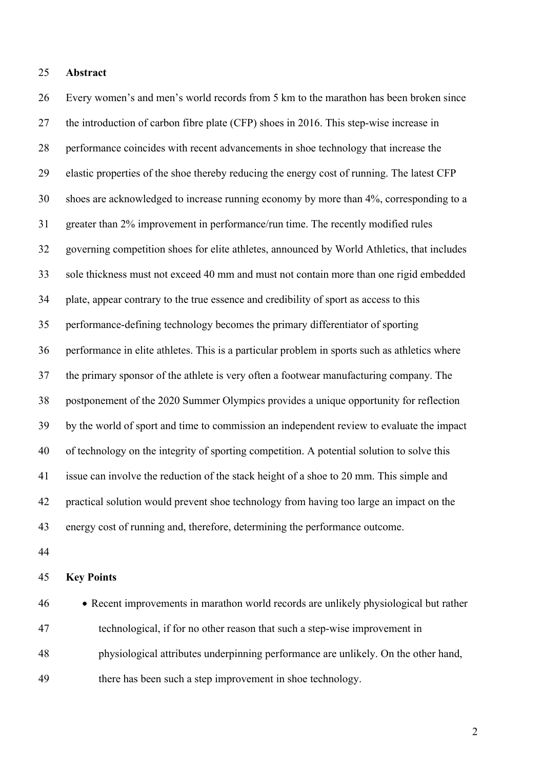## Abstract

Every women's and men's world records from 5 km to the marathon has been broken since the introduction of carbon fibre plate (CFP) shoes in 2016. This step-wise increase in performance coincides with recent advancements in shoe technology that increase the elastic properties of the shoe thereby reducing the energy cost of running. The latest CFP shoes are acknowledged to increase running economy by more than 4%, corresponding to a greater than 2% improvement in performance/run time. The recently modified rules governing competition shoes for elite athletes, announced by World Athletics, that includes sole thickness must not exceed 40 mm and must not contain more than one rigid embedded plate, appear contrary to the true essence and credibility of sport as access to this performance-defining technology becomes the primary differentiator of sporting performance in elite athletes. This is a particular problem in sports such as athletics where the primary sponsor of the athlete is very often a footwear manufacturing company. The postponement of the 2020 Summer Olympics provides a unique opportunity for reflection by the world of sport and time to commission an independent review to evaluate the impact of technology on the integrity of sporting competition. A potential solution to solve this issue can involve the reduction of the stack height of a shoe to 20 mm. This simple and practical solution would prevent shoe technology from having too large an impact on the energy cost of running and, therefore, determining the performance outcome.

## Key Points

- Recent improvements in marathon world records are unlikely physiological but rather technological, if for no other reason that such a step-wise improvement in physiological attributes underpinning performance are unlikely. On the other hand, there has been such a step improvement in shoe technology.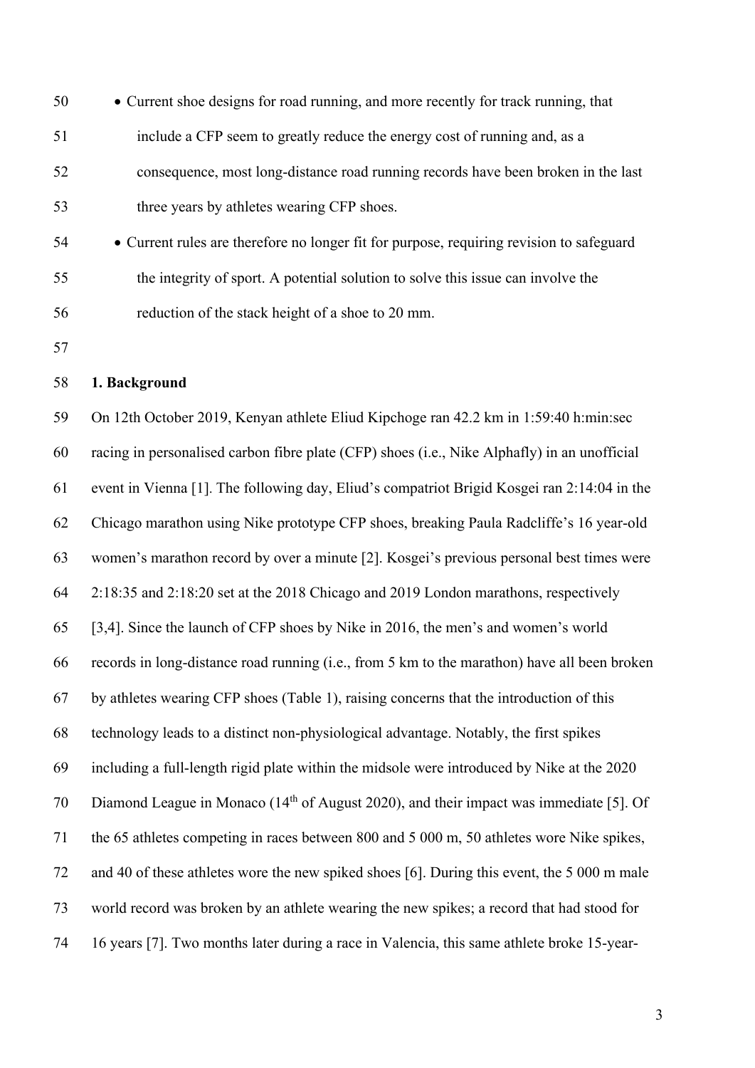- Current shoe designs for road running, and more recently for track running, that include a CFP seem to greatly reduce the energy cost of running and, as a consequence, most long-distance road running records have been broken in the last three years by athletes wearing CFP shoes.
- Current rules are therefore no longer fit for purpose, requiring revision to safeguard the integrity of sport. A potential solution to solve this issue can involve the reduction of the stack height of a shoe to 20 mm.

## 1. Background

On 12th October 2019, Kenyan athlete Eliud Kipchoge ran 42.2 km in 1:59:40 h:min:sec racing in personalised carbon fibre plate (CFP) shoes (i.e., Nike Alphafly) in an unofficial event in Vienna [1]. The following day, Eliud's compatriot Brigid Kosgei ran 2:14:04 in the Chicago marathon using Nike prototype CFP shoes, breaking Paula Radcliffe's 16 year-old women's marathon record by over a minute [2]. Kosgei's previous personal best times were 2:18:35 and 2:18:20 set at the 2018 Chicago and 2019 London marathons, respectively [3,4]. Since the launch of CFP shoes by Nike in 2016, the men's and women's world records in long-distance road running (i.e., from 5 km to the marathon) have all been broken by athletes wearing CFP shoes (Table 1), raising concerns that the introduction of this technology leads to a distinct non-physiological advantage. Notably, the first spikes including a full-length rigid plate within the midsole were introduced by Nike at the 2020 Diamond League in Monaco (14th of August 2020), and their impact was immediate [5]. Of the 65 athletes competing in races between 800 and 5 000 m, 50 athletes wore Nike spikes, and 40 of these athletes wore the new spiked shoes [6]. During this event, the 5 000 m male world record was broken by an athlete wearing the new spikes; a record that had stood for 16 years [7]. Two months later during a race in Valencia, this same athlete broke 15-year-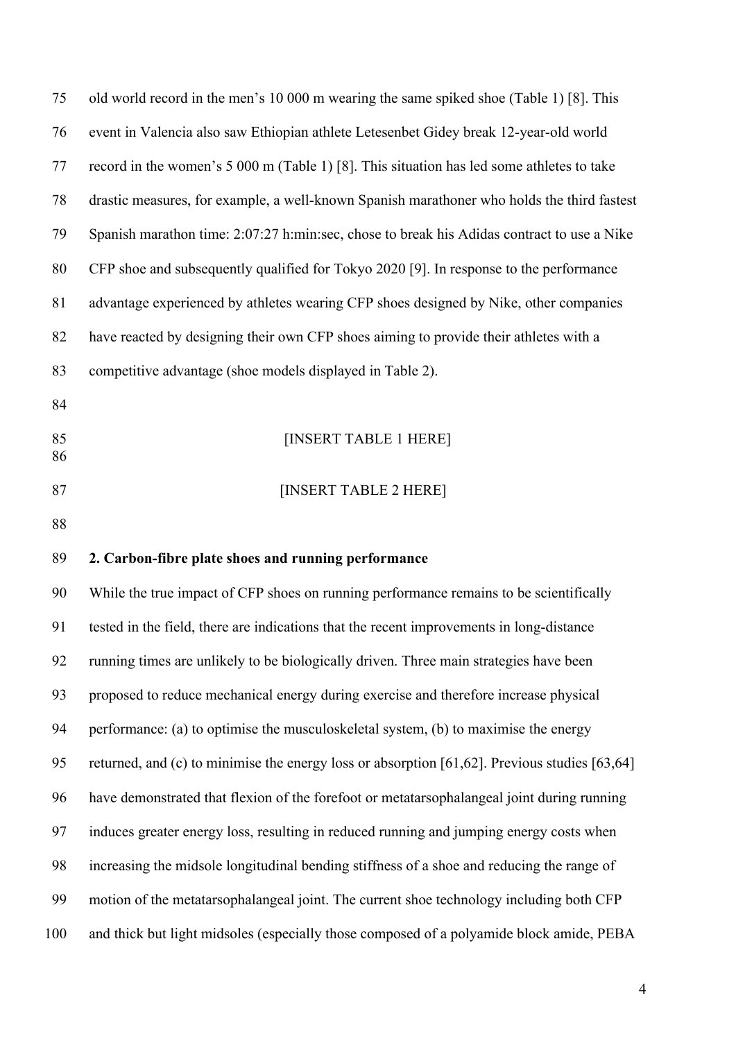old world record in the men's 10 000 m wearing the same spiked shoe (Table 1) [8]. This event in Valencia also saw Ethiopian athlete Letesenbet Gidey break 12-year-old world record in the women's 5 000 m (Table 1) [8]. This situation has led some athletes to take drastic measures, for example, a well-known Spanish marathoner who holds the third fastest Spanish marathon time: 2:07:27 h:min:sec, chose to break his Adidas contract to use a Nike CFP shoe and subsequently qualified for Tokyo 2020 [9]. In response to the performance advantage experienced by athletes wearing CFP shoes designed by Nike, other companies have reacted by designing their own CFP shoes aiming to provide their athletes with a competitive advantage (shoe models displayed in Table 2).

[INSERT TABLE 1 HERE]

[INSERT TABLE 2 HERE]

## 2. Carbon-fibre plate shoes and running performance

While the true impact of CFP shoes on running performance remains to be scientifically tested in the field, there are indications that the recent improvements in long-distance running times are unlikely to be biologically driven. Three main strategies have been proposed to reduce mechanical energy during exercise and therefore increase physical performance: (a) to optimise the musculoskeletal system, (b) to maximise the energy returned, and (c) to minimise the energy loss or absorption [61,62]. Previous studies [63,64] have demonstrated that flexion of the forefoot or metatarsophalangeal joint during running induces greater energy loss, resulting in reduced running and jumping energy costs when increasing the midsole longitudinal bending stiffness of a shoe and reducing the range of motion of the metatarsophalangeal joint. The current shoe technology including both CFP and thick but light midsoles (especially those composed of a polyamide block amide, PEBA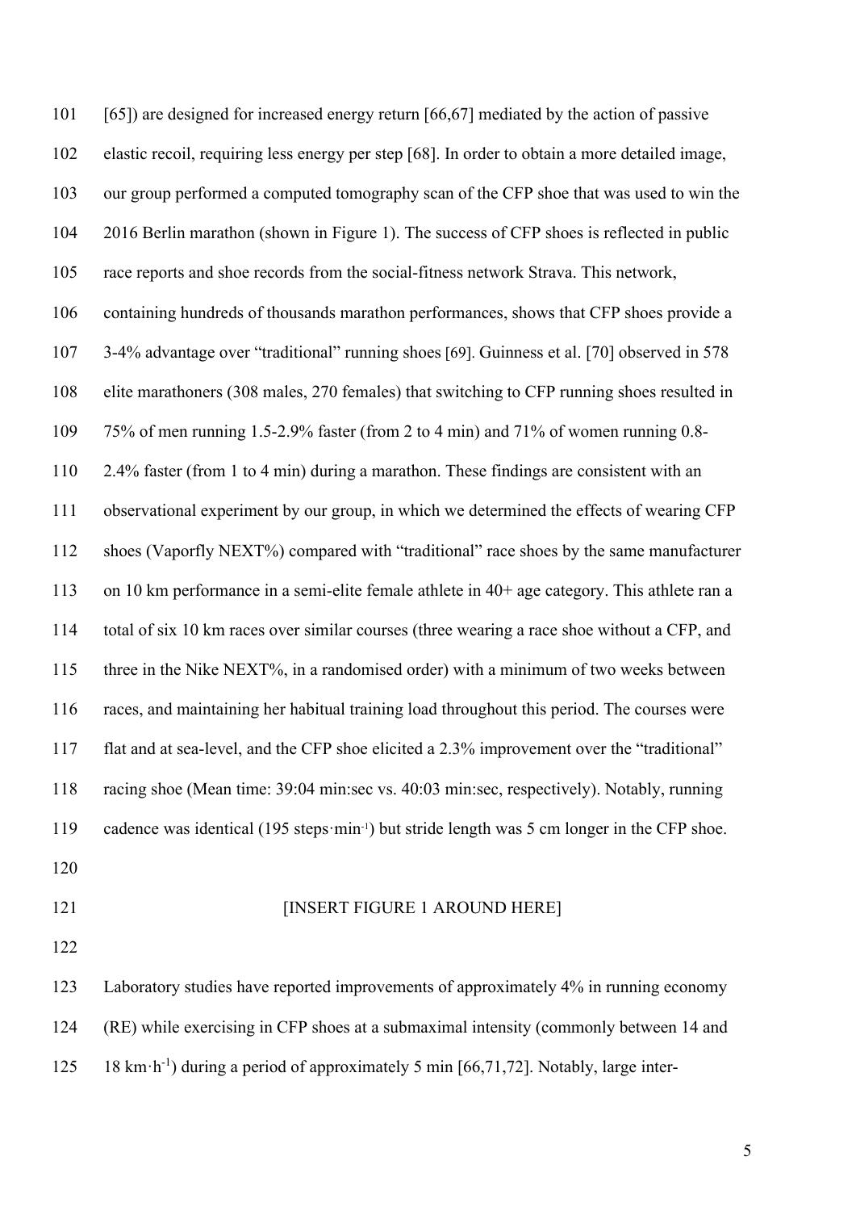[65]) are designed for increased energy return [66,67] mediated by the action of passive elastic recoil, requiring less energy per step [68]. In order to obtain a more detailed image, our group performed a computed tomography scan of the CFP shoe that was used to win the 2016 Berlin marathon (shown in Figure 1). The success of CFP shoes is reflected in public race reports and shoe records from the social-fitness network Strava. This network, containing hundreds of thousands marathon performances, shows that CFP shoes provide a 3-4% advantage over "traditional" running shoes [69]. Guinness et al. [70] observed in 578 elite marathoners (308 males, 270 females) that switching to CFP running shoes resulted in 75% of men running 1.5-2.9% faster (from 2 to 4 min) and 71% of women running 0.8-2.4% faster (from 1 to 4 min) during a marathon. These findings are consistent with an observational experiment by our group, in which we determined the effects of wearing CFP shoes (Vaporfly NEXT%) compared with "traditional" race shoes by the same manufacturer on 10 km performance in a semi-elite female athlete in 40+ age category. This athlete ran a total of six 10 km races over similar courses (three wearing a race shoe without a CFP, and three in the Nike NEXT%, in a randomised order) with a minimum of two weeks between races, and maintaining her habitual training load throughout this period. The courses were flat and at sea-level, and the CFP shoe elicited a 2.3% improvement over the "traditional" racing shoe (Mean time: 39:04 min:sec vs. 40:03 min:sec, respectively). Notably, running cadence was identical (195 steps·min$^{-1}$) but stride length was 5 cm longer in the CFP shoe.

[INSERT FIGURE 1 AROUND HERE]

Laboratory studies have reported improvements of approximately 4% in running economy (RE) while exercising in CFP shoes at a submaximal intensity (commonly between 14 and 18 km·h$^{-1}$) during a period of approximately 5 min [66,71,72]. Notably, large inter-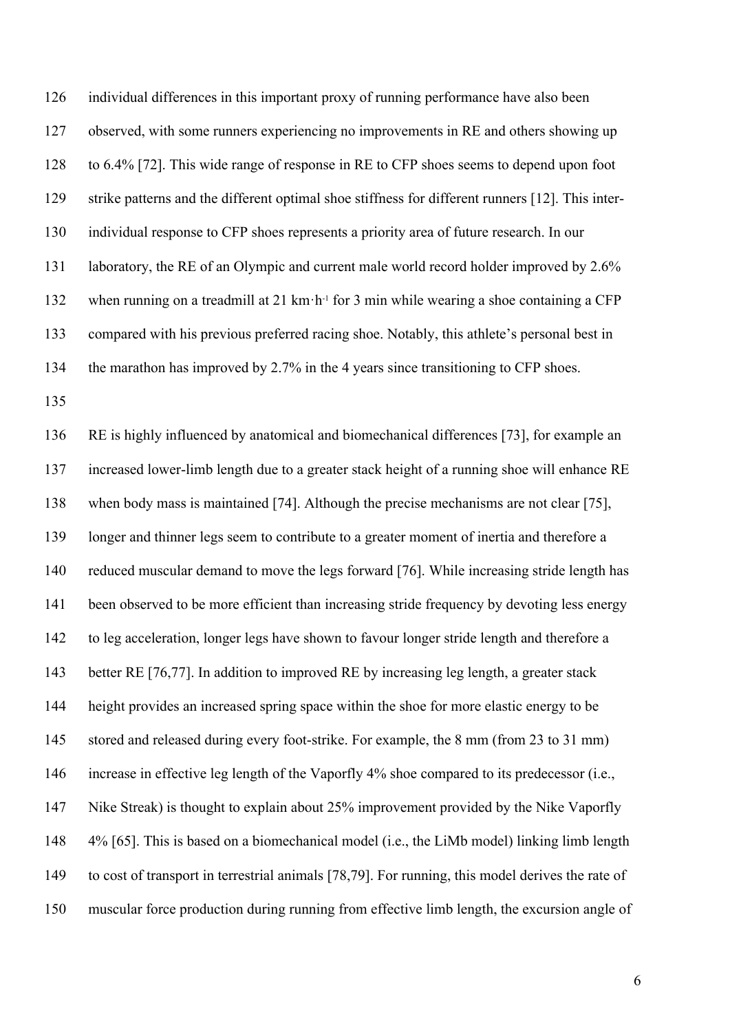individual differences in this important proxy of running performance have also been observed, with some runners experiencing no improvements in RE and others showing up to 6.4% [72]. This wide range of response in RE to CFP shoes seems to depend upon foot strike patterns and the different optimal shoe stiffness for different runners [12]. This inter-individual response to CFP shoes represents a priority area of future research. In our laboratory, the RE of an Olympic and current male world record holder improved by 2.6% when running on a treadmill at 21 km·h$^{-1}$ for 3 min while wearing a shoe containing a CFP compared with his previous preferred racing shoe. Notably, this athlete's personal best in the marathon has improved by 2.7% in the 4 years since transitioning to CFP shoes.

RE is highly influenced by anatomical and biomechanical differences [73], for example an increased lower-limb length due to a greater stack height of a running shoe will enhance RE when body mass is maintained [74]. Although the precise mechanisms are not clear [75], longer and thinner legs seem to contribute to a greater moment of inertia and therefore a reduced muscular demand to move the legs forward [76]. While increasing stride length has been observed to be more efficient than increasing stride frequency by devoting less energy to leg acceleration, longer legs have shown to favour longer stride length and therefore a better RE [76,77]. In addition to improved RE by increasing leg length, a greater stack height provides an increased spring space within the shoe for more elastic energy to be stored and released during every foot-strike. For example, the 8 mm (from 23 to 31 mm) increase in effective leg length of the Vaporfly 4% shoe compared to its predecessor (i.e., Nike Streak) is thought to explain about 25% improvement provided by the Nike Vaporfly 4% [65]. This is based on a biomechanical model (i.e., the LiMb model) linking limb length to cost of transport in terrestrial animals [78,79]. For running, this model derives the rate of muscular force production during running from effective limb length, the excursion angle of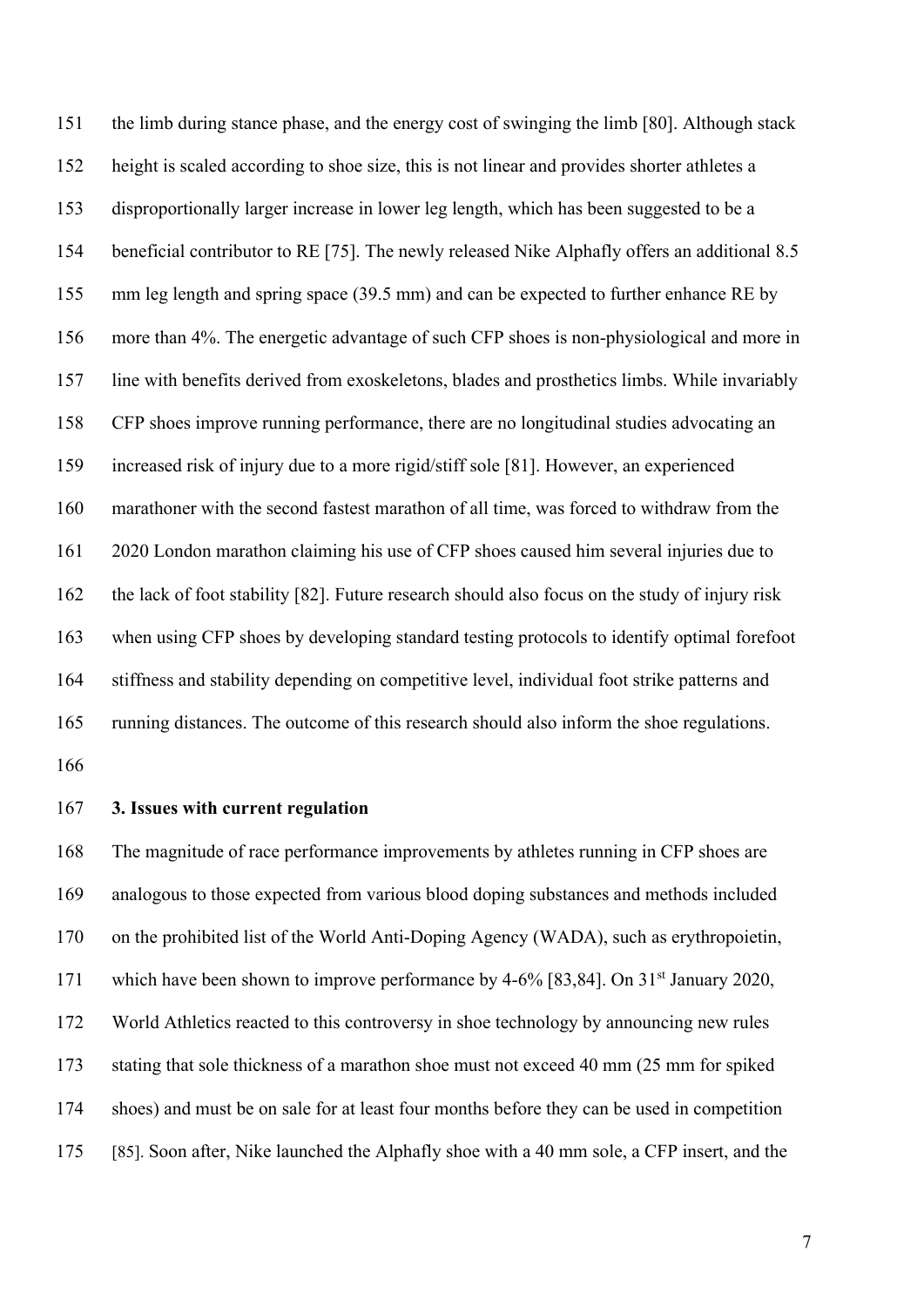the limb during stance phase, and the energy cost of swinging the limb [80]. Although stack height is scaled according to shoe size, this is not linear and provides shorter athletes a disproportionally larger increase in lower leg length, which has been suggested to be a beneficial contributor to RE [75]. The newly released Nike Alphafly offers an additional 8.5 mm leg length and spring space (39.5 mm) and can be expected to further enhance RE by more than 4%. The energetic advantage of such CFP shoes is non-physiological and more in line with benefits derived from exoskeletons, blades and prosthetics limbs. While invariably CFP shoes improve running performance, there are no longitudinal studies advocating an increased risk of injury due to a more rigid/stiff sole [81]. However, an experienced marathoner with the second fastest marathon of all time, was forced to withdraw from the 2020 London marathon claiming his use of CFP shoes caused him several injuries due to the lack of foot stability [82]. Future research should also focus on the study of injury risk when using CFP shoes by developing standard testing protocols to identify optimal forefoot stiffness and stability depending on competitive level, individual foot strike patterns and running distances. The outcome of this research should also inform the shoe regulations.

## 3. Issues with current regulation

The magnitude of race performance improvements by athletes running in CFP shoes are analogous to those expected from various blood doping substances and methods included on the prohibited list of the World Anti-Doping Agency (WADA), such as erythropoietin, which have been shown to improve performance by 4-6% [83,84]. On 31st January 2020, World Athletics reacted to this controversy in shoe technology by announcing new rules stating that sole thickness of a marathon shoe must not exceed 40 mm (25 mm for spiked shoes) and must be on sale for at least four months before they can be used in competition [85]. Soon after, Nike launched the Alphafly shoe with a 40 mm sole, a CFP insert, and the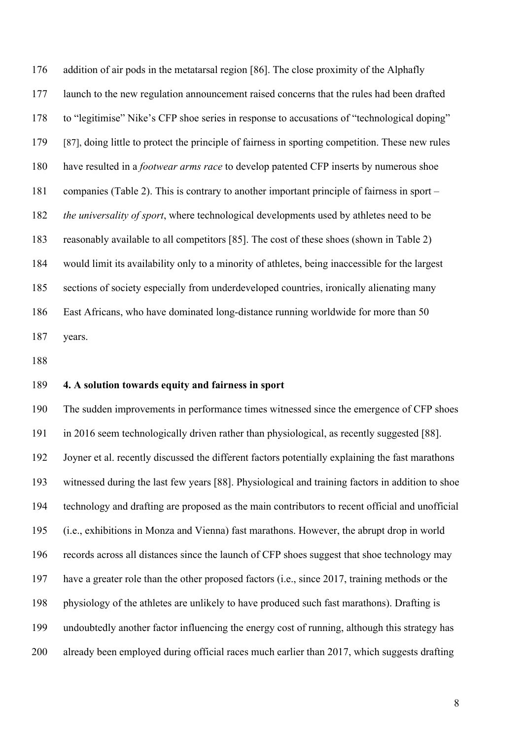addition of air pods in the metatarsal region [86]. The close proximity of the Alphafly launch to the new regulation announcement raised concerns that the rules had been drafted to "legitimise" Nike's CFP shoe series in response to accusations of "technological doping" [87], doing little to protect the principle of fairness in sporting competition. These new rules have resulted in a *footwear arms race* to develop patented CFP inserts by numerous shoe companies (Table 2). This is contrary to another important principle of fairness in sport – *the universality of sport*, where technological developments used by athletes need to be reasonably available to all competitors [85]. The cost of these shoes (shown in Table 2) would limit its availability only to a minority of athletes, being inaccessible for the largest sections of society especially from underdeveloped countries, ironically alienating many East Africans, who have dominated long-distance running worldwide for more than 50 years.

### 4. A solution towards equity and fairness in sport

The sudden improvements in performance times witnessed since the emergence of CFP shoes in 2016 seem technologically driven rather than physiological, as recently suggested [88]. Joyner et al. recently discussed the different factors potentially explaining the fast marathons witnessed during the last few years [88]. Physiological and training factors in addition to shoe technology and drafting are proposed as the main contributors to recent official and unofficial (i.e., exhibitions in Monza and Vienna) fast marathons. However, the abrupt drop in world records across all distances since the launch of CFP shoes suggest that shoe technology may have a greater role than the other proposed factors (i.e., since 2017, training methods or the physiology of the athletes are unlikely to have produced such fast marathons). Drafting is undoubtedly another factor influencing the energy cost of running, although this strategy has already been employed during official races much earlier than 2017, which suggests drafting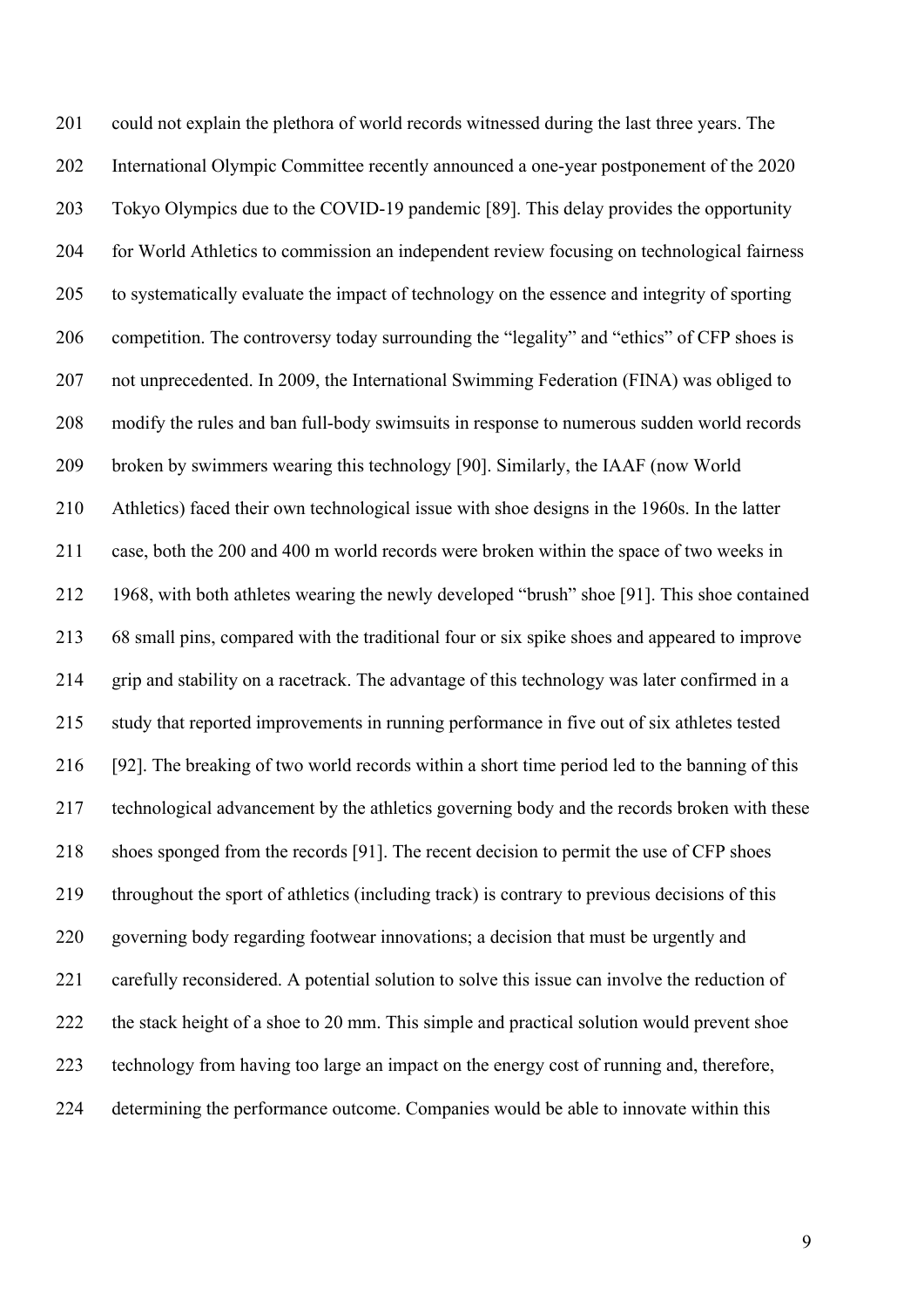could not explain the plethora of world records witnessed during the last three years. The International Olympic Committee recently announced a one-year postponement of the 2020 Tokyo Olympics due to the COVID-19 pandemic [89]. This delay provides the opportunity for World Athletics to commission an independent review focusing on technological fairness to systematically evaluate the impact of technology on the essence and integrity of sporting competition. The controversy today surrounding the "legality" and "ethics" of CFP shoes is not unprecedented. In 2009, the International Swimming Federation (FINA) was obliged to modify the rules and ban full-body swimsuits in response to numerous sudden world records broken by swimmers wearing this technology [90]. Similarly, the IAAF (now World Athletics) faced their own technological issue with shoe designs in the 1960s. In the latter case, both the 200 and 400 m world records were broken within the space of two weeks in 1968, with both athletes wearing the newly developed "brush" shoe [91]. This shoe contained 68 small pins, compared with the traditional four or six spike shoes and appeared to improve grip and stability on a racetrack. The advantage of this technology was later confirmed in a study that reported improvements in running performance in five out of six athletes tested [92]. The breaking of two world records within a short time period led to the banning of this technological advancement by the athletics governing body and the records broken with these shoes sponged from the records [91]. The recent decision to permit the use of CFP shoes throughout the sport of athletics (including track) is contrary to previous decisions of this governing body regarding footwear innovations; a decision that must be urgently and carefully reconsidered. A potential solution to solve this issue can involve the reduction of the stack height of a shoe to 20 mm. This simple and practical solution would prevent shoe technology from having too large an impact on the energy cost of running and, therefore, determining the performance outcome. Companies would be able to innovate within this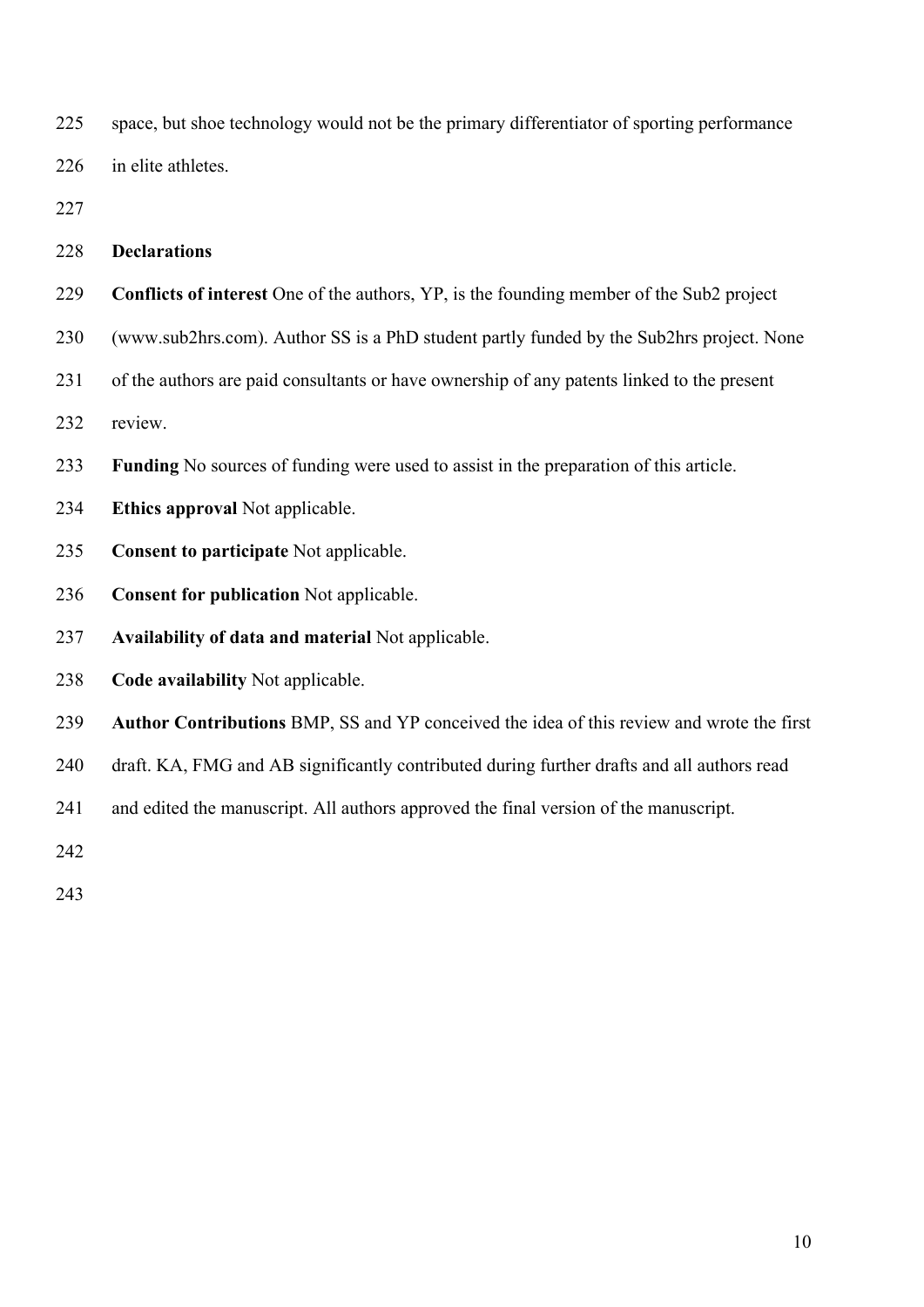space, but shoe technology would not be the primary differentiator of sporting performance in elite athletes.

## Declarations

**Conflicts of interest** One of the authors, YP, is the founding member of the Sub2 project (www.sub2hrs.com). Author SS is a PhD student partly funded by the Sub2hrs project. None of the authors are paid consultants or have ownership of any patents linked to the present review.

**Funding** No sources of funding were used to assist in the preparation of this article.

**Ethics approval** Not applicable.

**Consent to participate** Not applicable.

**Consent for publication** Not applicable.

**Availability of data and material** Not applicable.

**Code availability** Not applicable.

**Author Contributions** BMP, SS and YP conceived the idea of this review and wrote the first draft. KA, FMG and AB significantly contributed during further drafts and all authors read and edited the manuscript. All authors approved the final version of the manuscript.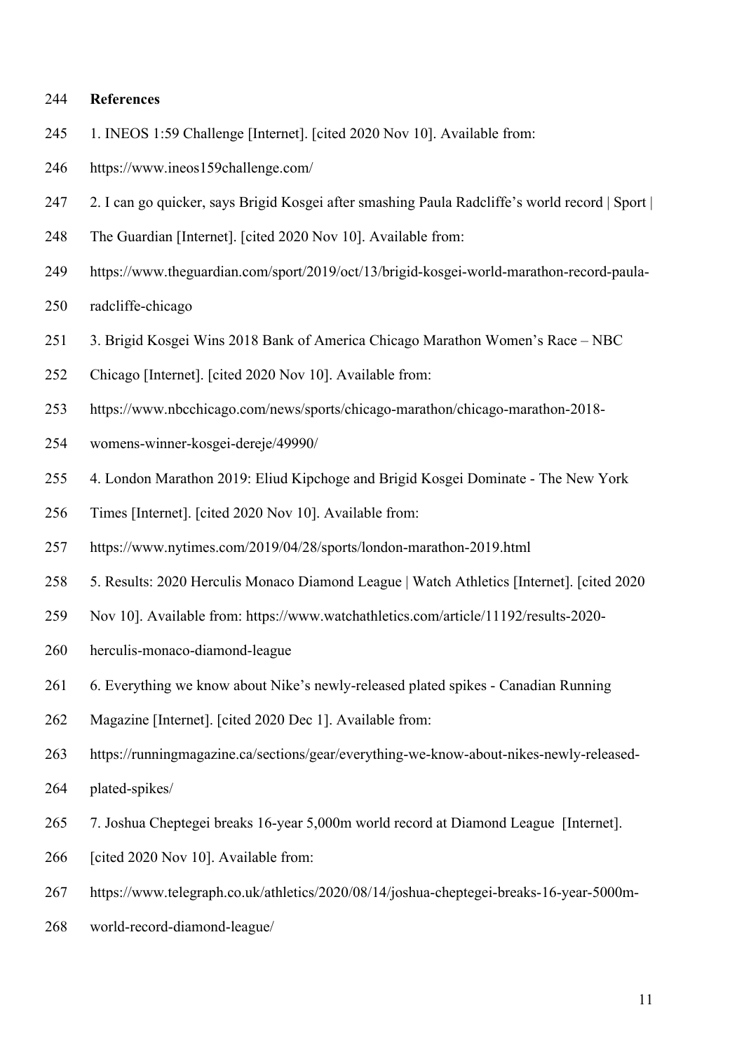## References

1. INEOS 1:59 Challenge [Internet]. [cited 2020 Nov 10]. Available from: https://www.ineos159challenge.com/
2. I can go quicker, says Brigid Kosgei after smashing Paula Radcliffe's world record | Sport | The Guardian [Internet]. [cited 2020 Nov 10]. Available from: https://www.theguardian.com/sport/2019/oct/13/brigid-kosgei-world-marathon-record-paula-radcliffe-chicago
3. Brigid Kosgei Wins 2018 Bank of America Chicago Marathon Women's Race – NBC Chicago [Internet]. [cited 2020 Nov 10]. Available from: https://www.nbcchicago.com/news/sports/chicago-marathon/chicago-marathon-2018-womens-winner-kosgei-dereje/49990/
4. London Marathon 2019: Eliud Kipchoge and Brigid Kosgei Dominate - The New York Times [Internet]. [cited 2020 Nov 10]. Available from: https://www.nytimes.com/2019/04/28/sports/london-marathon-2019.html
5. Results: 2020 Herculis Monaco Diamond League | Watch Athletics [Internet]. [cited 2020 Nov 10]. Available from: https://www.watchathletics.com/article/11192/results-2020-herculis-monaco-diamond-league
6. Everything we know about Nike's newly-released plated spikes - Canadian Running Magazine [Internet]. [cited 2020 Dec 1]. Available from: https://runningmagazine.ca/sections/gear/everything-we-know-about-nikes-newly-released-plated-spikes/
7. Joshua Cheptegei breaks 16-year 5,000m world record at Diamond League [Internet]. [cited 2020 Nov 10]. Available from: https://www.telegraph.co.uk/athletics/2020/08/14/joshua-cheptegei-breaks-16-year-5000m-world-record-diamond-league/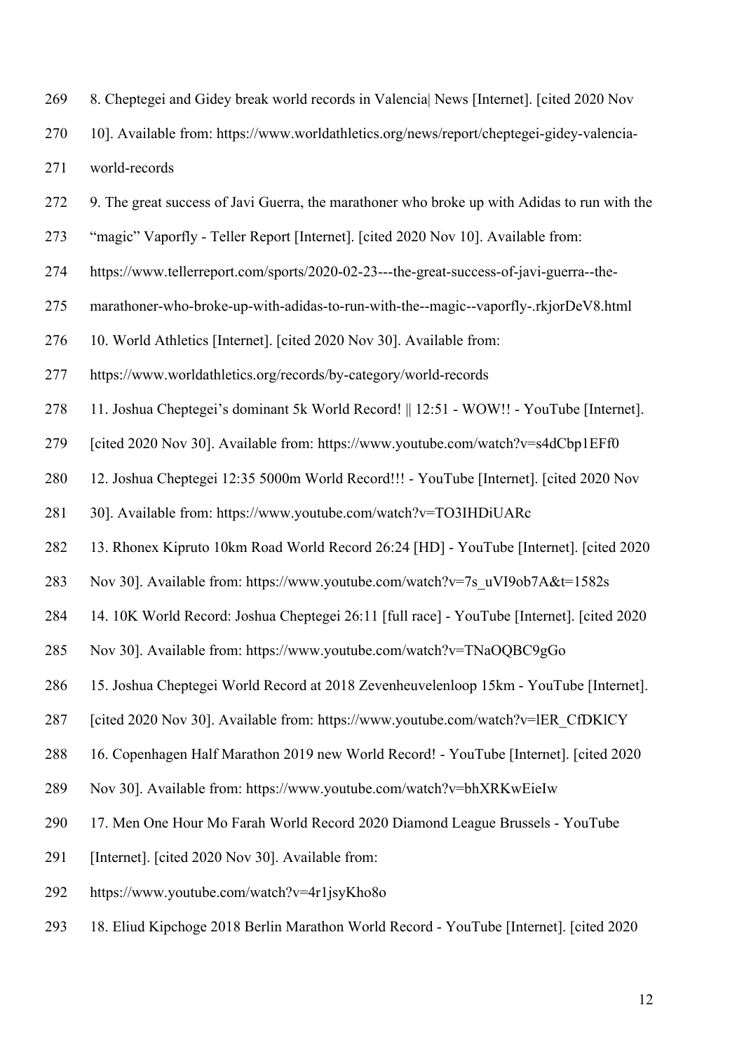8. Cheptegei and Gidey break world records in Valencia| News [Internet]. [cited 2020 Nov 10]. Available from: https://www.worldathletics.org/news/report/cheptegei-gidey-valencia-world-records

9. The great success of Javi Guerra, the marathoner who broke up with Adidas to run with the “magic” Vaporfly - Teller Report [Internet]. [cited 2020 Nov 10]. Available from: https://www.tellerreport.com/sports/2020-02-23---the-great-success-of-javi-guerra--the-marathoner-who-broke-up-with-adidas-to-run-with-the--magic--vaporfly-.rkjorDeV8.html

10. World Athletics [Internet]. [cited 2020 Nov 30]. Available from: https://www.worldathletics.org/records/by-category/world-records

11. Joshua Cheptegei’s dominant 5k World Record! || 12:51 - WOW!! - YouTube [Internet]. [cited 2020 Nov 30]. Available from: https://www.youtube.com/watch?v=s4dCbp1EFf0

12. Joshua Cheptegei 12:35 5000m World Record!!! - YouTube [Internet]. [cited 2020 Nov 30]. Available from: https://www.youtube.com/watch?v=TO3IHDiUARc

13. Rhonex Kipruto 10km Road World Record 26:24 [HD] - YouTube [Internet]. [cited 2020 Nov 30]. Available from: https://www.youtube.com/watch?v=7s_uVI9ob7A&t=1582s

14. 10K World Record: Joshua Cheptegei 26:11 [full race] - YouTube [Internet]. [cited 2020 Nov 30]. Available from: https://www.youtube.com/watch?v=TNaOQBC9gGo

15. Joshua Cheptegei World Record at 2018 Zevenheuvelenloop 15km - YouTube [Internet]. [cited 2020 Nov 30]. Available from: https://www.youtube.com/watch?v=lER_CfDKlCY

16. Copenhagen Half Marathon 2019 new World Record! - YouTube [Internet]. [cited 2020 Nov 30]. Available from: https://www.youtube.com/watch?v=bhXRKwEieIw

17. Men One Hour Mo Farah World Record 2020 Diamond League Brussels - YouTube [Internet]. [cited 2020 Nov 30]. Available from: https://www.youtube.com/watch?v=4r1jsyKho8o

18. Eliud Kipchoge 2018 Berlin Marathon World Record - YouTube [Internet]. [cited 2020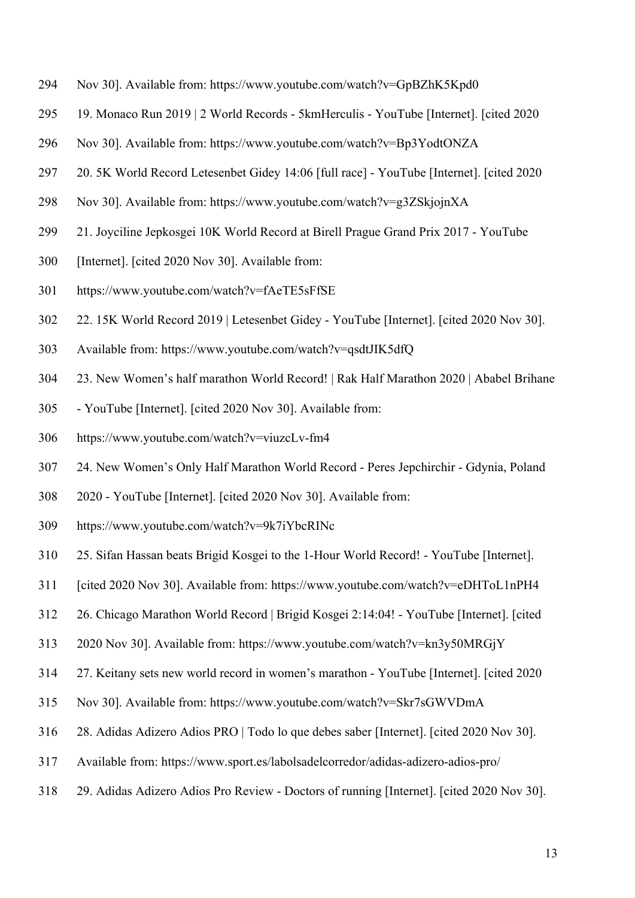Nov 30]. Available from: https://www.youtube.com/watch?v=GpBZhK5Kpd0

19. Monaco Run 2019 | 2 World Records - 5kmHerculis - YouTube [Internet]. [cited 2020 Nov 30]. Available from: https://www.youtube.com/watch?v=Bp3YodtONZA

20. 5K World Record Letesenbet Gidey 14:06 [full race] - YouTube [Internet]. [cited 2020 Nov 30]. Available from: https://www.youtube.com/watch?v=g3ZSkjojnXA

21. Joyciline Jepkosgei 10K World Record at Birell Prague Grand Prix 2017 - YouTube [Internet]. [cited 2020 Nov 30]. Available from: https://www.youtube.com/watch?v=fAeTE5sFfSE

22. 15K World Record 2019 | Letesenbet Gidey - YouTube [Internet]. [cited 2020 Nov 30]. Available from: https://www.youtube.com/watch?v=qsdtJIK5dfQ

23. New Women's half marathon World Record! | Rak Half Marathon 2020 | Ababel Brihane - YouTube [Internet]. [cited 2020 Nov 30]. Available from: https://www.youtube.com/watch?v=viuzcLv-fm4

24. New Women's Only Half Marathon World Record - Peres Jepchirchir - Gdynia, Poland 2020 - YouTube [Internet]. [cited 2020 Nov 30]. Available from: https://www.youtube.com/watch?v=9k7iYbcRINc

25. Sifan Hassan beats Brigid Kosgei to the 1-Hour World Record! - YouTube [Internet]. [cited 2020 Nov 30]. Available from: https://www.youtube.com/watch?v=eDHToL1nPH4

26. Chicago Marathon World Record | Brigid Kosgei 2:14:04! - YouTube [Internet]. [cited 2020 Nov 30]. Available from: https://www.youtube.com/watch?v=kn3y50MRGjY

27. Keitany sets new world record in women's marathon - YouTube [Internet]. [cited 2020 Nov 30]. Available from: https://www.youtube.com/watch?v=Skr7sGWVDmA

28. Adidas Adizero Adios PRO | Todo lo que debes saber [Internet]. [cited 2020 Nov 30]. Available from: https://www.sport.es/labolsadelcorredor/adidas-adizero-adios-pro/

29. Adidas Adizero Adios Pro Review - Doctors of running [Internet]. [cited 2020 Nov 30].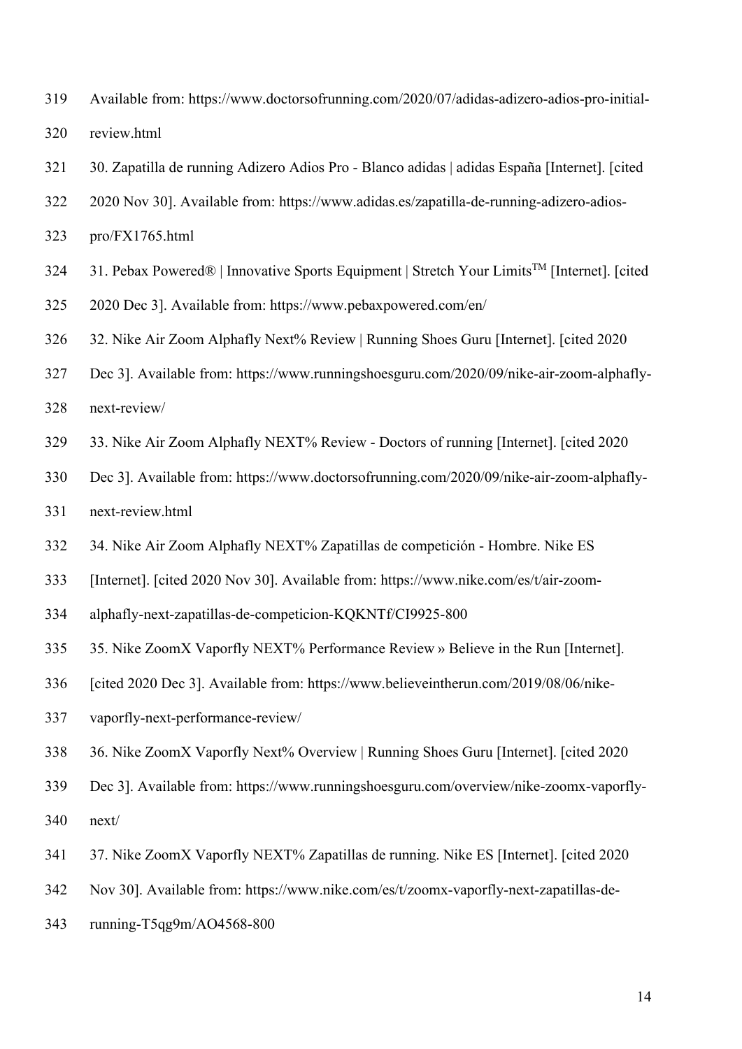Available from: https://www.doctorsofrunning.com/2020/07/adidas-adizero-adios-pro-initial-review.html

30. Zapatilla de running Adizero Adios Pro - Blanco adidas | adidas España [Internet]. [cited 2020 Nov 30]. Available from: https://www.adidas.es/zapatilla-de-running-adizero-adios-pro/FX1765.html

31. Pebax Powered® | Innovative Sports Equipment | Stretch Your Limits™ [Internet]. [cited 2020 Dec 3]. Available from: https://www.pebaxpowered.com/en/

32. Nike Air Zoom Alphafly Next% Review | Running Shoes Guru [Internet]. [cited 2020 Dec 3]. Available from: https://www.runningshoesguru.com/2020/09/nike-air-zoom-alphafly-next-review/

33. Nike Air Zoom Alphafly NEXT% Review - Doctors of running [Internet]. [cited 2020 Dec 3]. Available from: https://www.doctorsofrunning.com/2020/09/nike-air-zoom-alphafly-next-review.html

34. Nike Air Zoom Alphafly NEXT% Zapatillas de competición - Hombre. Nike ES [Internet]. [cited 2020 Nov 30]. Available from: https://www.nike.com/es/t/air-zoom-alphafly-next-zapatillas-de-competicion-KQKNTf/CI9925-800

35. Nike ZoomX Vaporfly NEXT% Performance Review » Believe in the Run [Internet]. [cited 2020 Dec 3]. Available from: https://www.believeintherun.com/2019/08/06/nike-vaporfly-next-performance-review/

36. Nike ZoomX Vaporfly Next% Overview | Running Shoes Guru [Internet]. [cited 2020 Dec 3]. Available from: https://www.runningshoesguru.com/overview/nike-zoomx-vaporfly-next/

37. Nike ZoomX Vaporfly NEXT% Zapatillas de running. Nike ES [Internet]. [cited 2020 Nov 30]. Available from: https://www.nike.com/es/t/zoomx-vaporfly-next-zapatillas-de-running-T5qg9m/AO4568-800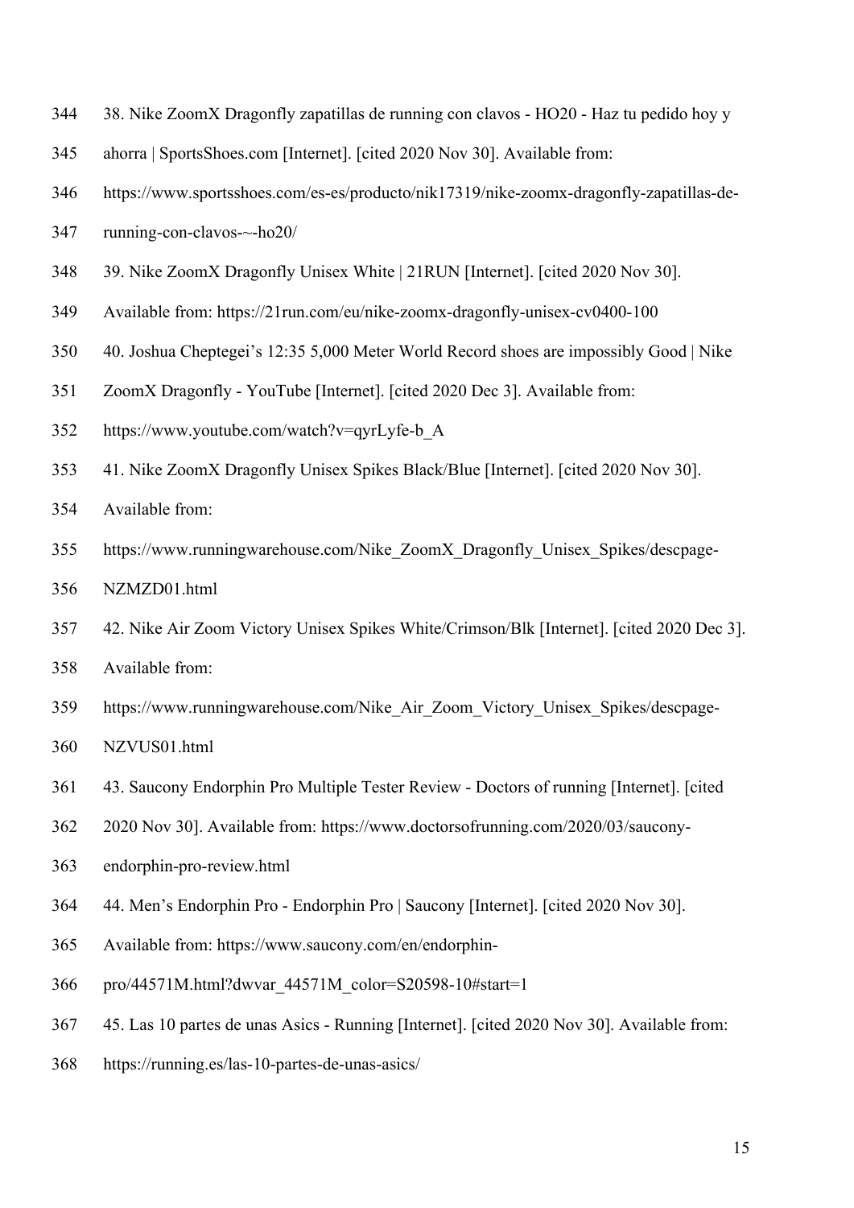38. Nike ZoomX Dragonfly zapatillas de running con clavos - HO20 - Haz tu pedido hoy y ahorra | SportsShoes.com [Internet]. [cited 2020 Nov 30]. Available from: https://www.sportsshoes.com/es-es/producto/nik17319/nike-zoomx-dragonfly-zapatillas-de-running-con-clavos-~-ho20/

39. Nike ZoomX Dragonfly Unisex White | 21RUN [Internet]. [cited 2020 Nov 30]. Available from: https://21run.com/eu/nike-zoomx-dragonfly-unisex-cv0400-100

40. Joshua Cheptegei's 12:35 5,000 Meter World Record shoes are impossibly Good | Nike ZoomX Dragonfly - YouTube [Internet]. [cited 2020 Dec 3]. Available from: https://www.youtube.com/watch?v=qyrLyfe-b_A

41. Nike ZoomX Dragonfly Unisex Spikes Black/Blue [Internet]. [cited 2020 Nov 30]. Available from: https://www.runningwarehouse.com/Nike_ZoomX_Dragonfly_Unisex_Spikes/descpage-NZMZD01.html

42. Nike Air Zoom Victory Unisex Spikes White/Crimson/Blk [Internet]. [cited 2020 Dec 3]. Available from: https://www.runningwarehouse.com/Nike_Air_Zoom_Victory_Unisex_Spikes/descpage-NZVUS01.html

43. Saucony Endorphin Pro Multiple Tester Review - Doctors of running [Internet]. [cited 2020 Nov 30]. Available from: https://www.doctorsofrunning.com/2020/03/saucony-endorphin-pro-review.html

44. Men's Endorphin Pro - Endorphin Pro | Saucony [Internet]. [cited 2020 Nov 30]. Available from: https://www.saucony.com/en/endorphin-pro/44571M.html?dwvar_44571M_color=S20598-10#start=1

45. Las 10 partes de unas Asics - Running [Internet]. [cited 2020 Nov 30]. Available from: https://running.es/las-10-partes-de-unas-asics/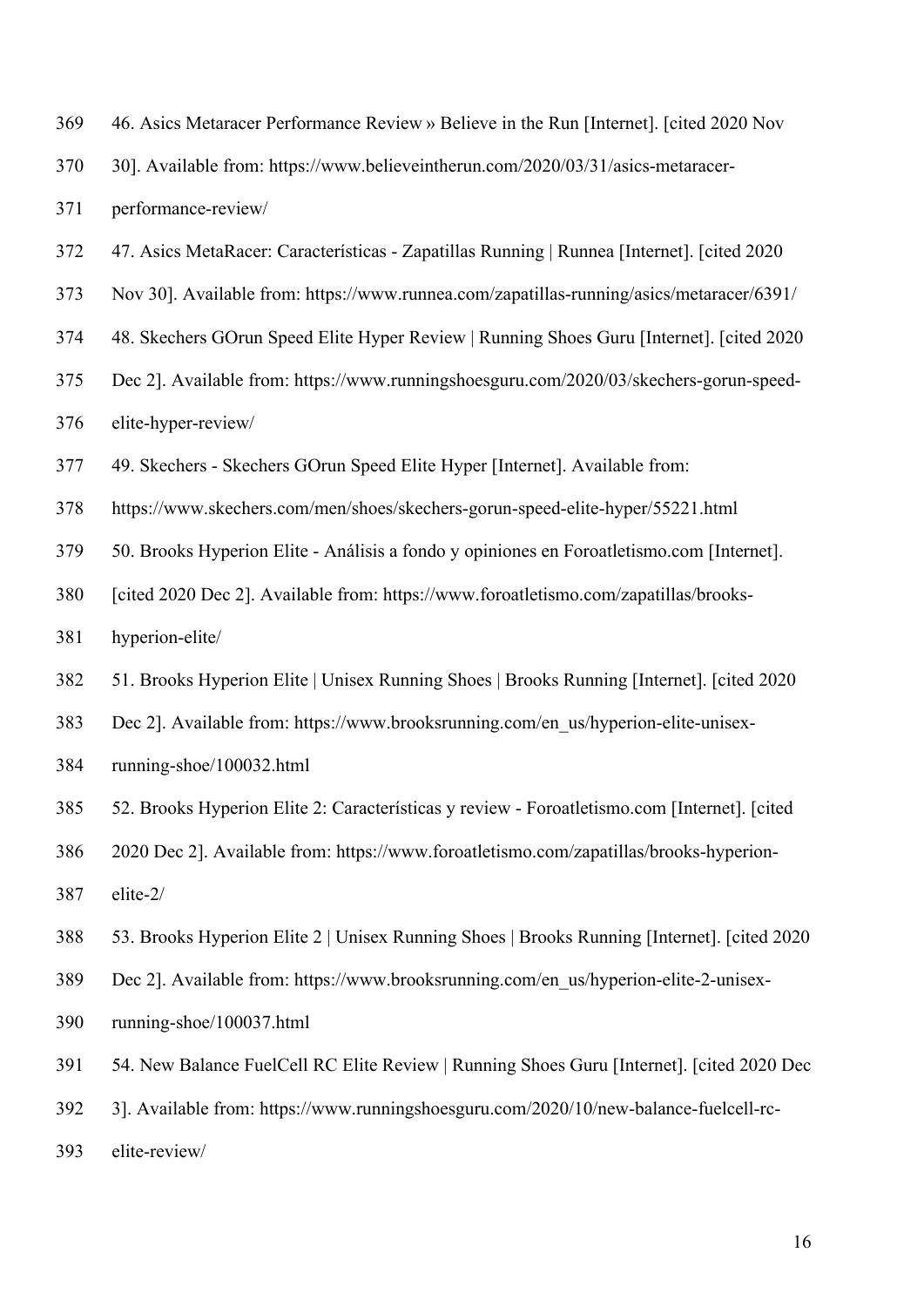46. Asics Metaracer Performance Review » Believe in the Run [Internet]. [cited 2020 Nov 30]. Available from: https://www.believeintherun.com/2020/03/31/asics-metaracer-performance-review/

47. Asics MetaRacer: Características - Zapatillas Running | Runnea [Internet]. [cited 2020 Nov 30]. Available from: https://www.runnea.com/zapatillas-running/asics/metaracer/6391/

48. Skechers GOrun Speed Elite Hyper Review | Running Shoes Guru [Internet]. [cited 2020 Dec 2]. Available from: https://www.runningshoesguru.com/2020/03/skechers-gorun-speed-elite-hyper-review/

49. Skechers - Skechers GOrun Speed Elite Hyper [Internet]. Available from: https://www.skechers.com/men/shoes/skechers-gorun-speed-elite-hyper/55221.html

50. Brooks Hyperion Elite - Análisis a fondo y opiniones en Foroatletismo.com [Internet]. [cited 2020 Dec 2]. Available from: https://www.foroatletismo.com/zapatillas/brooks-hyperion-elite/

51. Brooks Hyperion Elite | Unisex Running Shoes | Brooks Running [Internet]. [cited 2020 Dec 2]. Available from: https://www.brooksrunning.com/en_us/hyperion-elite-unisex-running-shoe/100032.html

52. Brooks Hyperion Elite 2: Características y review - Foroatletismo.com [Internet]. [cited 2020 Dec 2]. Available from: https://www.foroatletismo.com/zapatillas/brooks-hyperion-elite-2/

53. Brooks Hyperion Elite 2 | Unisex Running Shoes | Brooks Running [Internet]. [cited 2020 Dec 2]. Available from: https://www.brooksrunning.com/en_us/hyperion-elite-2-unisex-running-shoe/100037.html

54. New Balance FuelCell RC Elite Review | Running Shoes Guru [Internet]. [cited 2020 Dec 3]. Available from: https://www.runningshoesguru.com/2020/10/new-balance-fuelcell-rc-elite-review/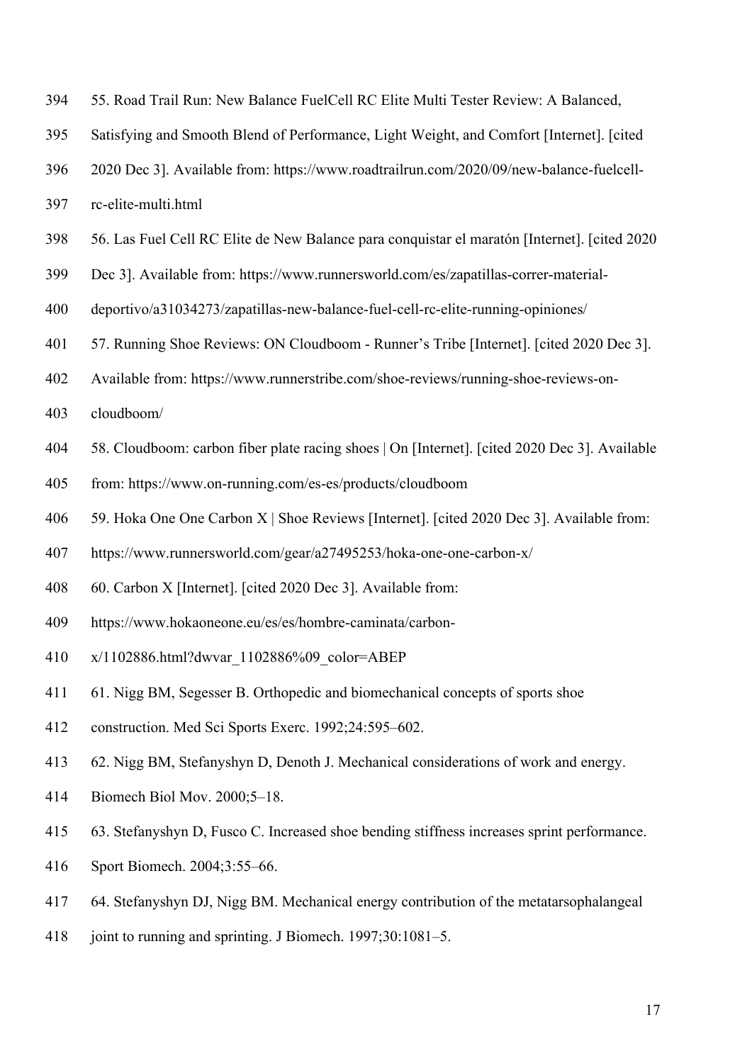55. Road Trail Run: New Balance FuelCell RC Elite Multi Tester Review: A Balanced, Satisfying and Smooth Blend of Performance, Light Weight, and Comfort [Internet]. [cited 2020 Dec 3]. Available from: https://www.roadtrailrun.com/2020/09/new-balance-fuelcell-rc-elite-multi.html

56. Las Fuel Cell RC Elite de New Balance para conquistar el maratón [Internet]. [cited 2020 Dec 3]. Available from: https://www.runnersworld.com/es/zapatillas-correr-material-deportivo/a31034273/zapatillas-new-balance-fuel-cell-rc-elite-running-opiniones/

57. Running Shoe Reviews: ON Cloudboom - Runner's Tribe [Internet]. [cited 2020 Dec 3]. Available from: https://www.runnerstribe.com/shoe-reviews/running-shoe-reviews-on-cloudboom/

58. Cloudboom: carbon fiber plate racing shoes | On [Internet]. [cited 2020 Dec 3]. Available from: https://www.on-running.com/es-es/products/cloudboom

59. Hoka One One Carbon X | Shoe Reviews [Internet]. [cited 2020 Dec 3]. Available from: https://www.runnersworld.com/gear/a27495253/hoka-one-one-carbon-x/

60. Carbon X [Internet]. [cited 2020 Dec 3]. Available from: https://www.hokaoneone.eu/es/es/hombre-caminata/carbon-x/1102886.html?dwvar_1102886%09_color=ABEP

61. Nigg BM, Segesser B. Orthopedic and biomechanical concepts of sports shoe construction. Med Sci Sports Exerc. 1992;24:595–602.

62. Nigg BM, Stefanyshyn D, Denoth J. Mechanical considerations of work and energy. Biomech Biol Mov. 2000;5–18.

63. Stefanyshyn D, Fusco C. Increased shoe bending stiffness increases sprint performance. Sport Biomech. 2004;3:55–66.

64. Stefanyshyn DJ, Nigg BM. Mechanical energy contribution of the metatarsophalangeal joint to running and sprinting. J Biomech. 1997;30:1081–5.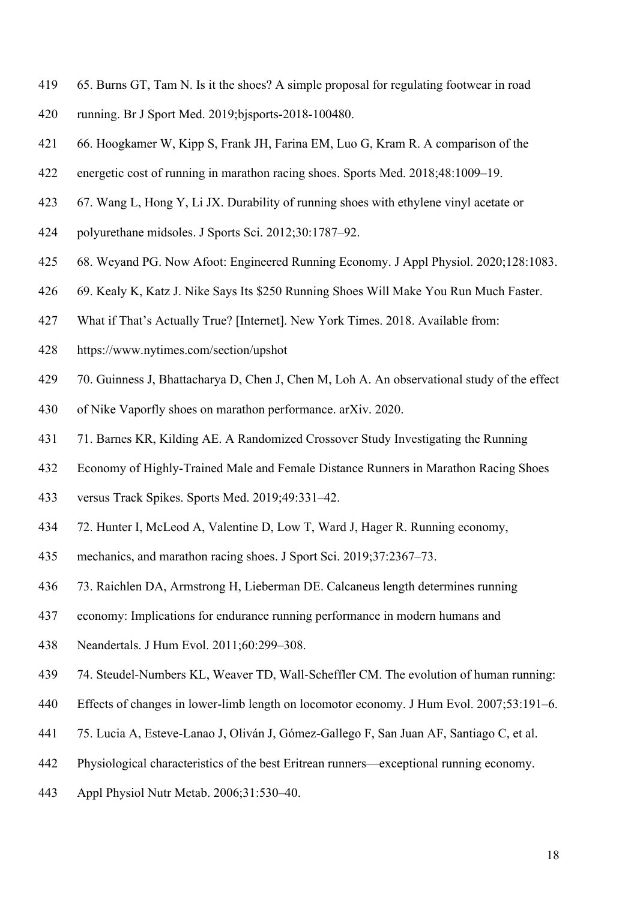65. Burns GT, Tam N. Is it the shoes? A simple proposal for regulating footwear in road running. Br J Sport Med. 2019;bjsports-2018-100480.

66. Hoogkamer W, Kipp S, Frank JH, Farina EM, Luo G, Kram R. A comparison of the energetic cost of running in marathon racing shoes. Sports Med. 2018;48:1009–19.

67. Wang L, Hong Y, Li JX. Durability of running shoes with ethylene vinyl acetate or polyurethane midsoles. J Sports Sci. 2012;30:1787–92.

68. Weyand PG. Now Afoot: Engineered Running Economy. J Appl Physiol. 2020;128:1083.

69. Kealy K, Katz J. Nike Says Its $250 Running Shoes Will Make You Run Much Faster. What if That's Actually True? [Internet]. New York Times. 2018. Available from: https://www.nytimes.com/section/upshot

70. Guinness J, Bhattacharya D, Chen J, Chen M, Loh A. An observational study of the effect of Nike Vaporfly shoes on marathon performance. arXiv. 2020.

71. Barnes KR, Kilding AE. A Randomized Crossover Study Investigating the Running Economy of Highly-Trained Male and Female Distance Runners in Marathon Racing Shoes versus Track Spikes. Sports Med. 2019;49:331–42.

72. Hunter I, McLeod A, Valentine D, Low T, Ward J, Hager R. Running economy, mechanics, and marathon racing shoes. J Sport Sci. 2019;37:2367–73.

73. Raichlen DA, Armstrong H, Lieberman DE. Calcaneus length determines running economy: Implications for endurance running performance in modern humans and Neandertals. J Hum Evol. 2011;60:299–308.

74. Steudel-Numbers KL, Weaver TD, Wall-Scheffler CM. The evolution of human running: Effects of changes in lower-limb length on locomotor economy. J Hum Evol. 2007;53:191–6.

75. Lucia A, Esteve-Lanao J, Oliván J, Gómez-Gallego F, San Juan AF, Santiago C, et al. Physiological characteristics of the best Eritrean runners—exceptional running economy. Appl Physiol Nutr Metab. 2006;31:530–40.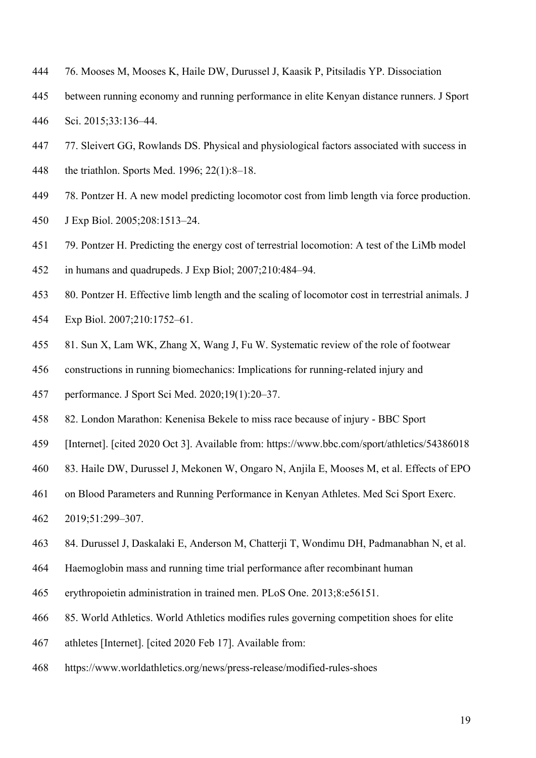76. Mooses M, Mooses K, Haile DW, Durussel J, Kaasik P, Pitsiladis YP. Dissociation between running economy and running performance in elite Kenyan distance runners. J Sport Sci. 2015;33:136–44.

77. Sleivert GG, Rowlands DS. Physical and physiological factors associated with success in the triathlon. Sports Med. 1996; 22(1):8–18.

78. Pontzer H. A new model predicting locomotor cost from limb length via force production. J Exp Biol. 2005;208:1513–24.

79. Pontzer H. Predicting the energy cost of terrestrial locomotion: A test of the LiMb model in humans and quadrupeds. J Exp Biol; 2007;210:484–94.

80. Pontzer H. Effective limb length and the scaling of locomotor cost in terrestrial animals. J Exp Biol. 2007;210:1752–61.

81. Sun X, Lam WK, Zhang X, Wang J, Fu W. Systematic review of the role of footwear constructions in running biomechanics: Implications for running-related injury and performance. J Sport Sci Med. 2020;19(1):20–37.

82. London Marathon: Kenenisa Bekele to miss race because of injury - BBC Sport [Internet]. [cited 2020 Oct 3]. Available from: https://www.bbc.com/sport/athletics/54386018

83. Haile DW, Durussel J, Mekonen W, Ongaro N, Anjila E, Mooses M, et al. Effects of EPO on Blood Parameters and Running Performance in Kenyan Athletes. Med Sci Sport Exerc. 2019;51:299–307.

84. Durussel J, Daskalaki E, Anderson M, Chatterji T, Wondimu DH, Padmanabhan N, et al. Haemoglobin mass and running time trial performance after recombinant human erythropoietin administration in trained men. PLoS One. 2013;8:e56151.

85. World Athletics. World Athletics modifies rules governing competition shoes for elite athletes [Internet]. [cited 2020 Feb 17]. Available from: https://www.worldathletics.org/news/press-release/modified-rules-shoes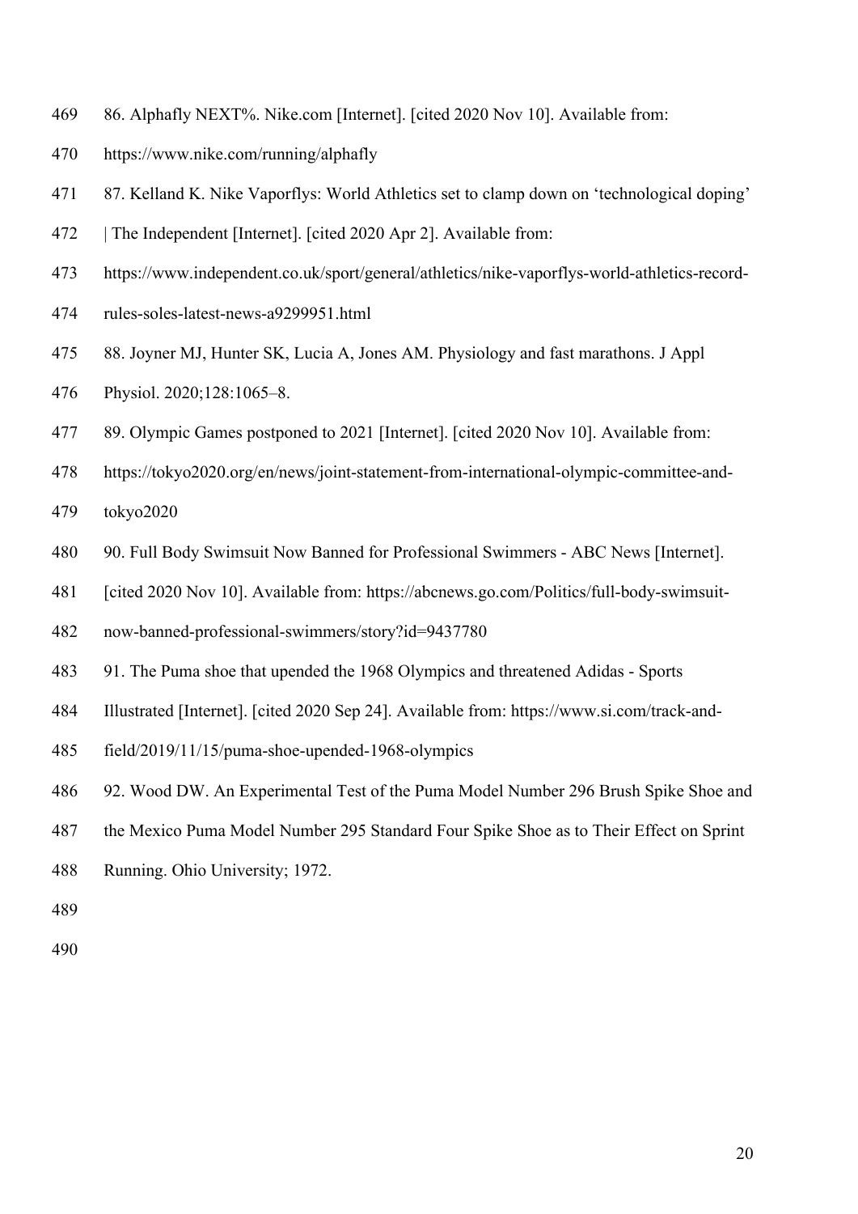86. Alphafly NEXT%. Nike.com [Internet]. [cited 2020 Nov 10]. Available from: https://www.nike.com/running/alphafly

87. Kelland K. Nike Vaporflys: World Athletics set to clamp down on 'technological doping' | The Independent [Internet]. [cited 2020 Apr 2]. Available from: https://www.independent.co.uk/sport/general/athletics/nike-vaporflys-world-athletics-record-rules-soles-latest-news-a9299951.html

88. Joyner MJ, Hunter SK, Lucia A, Jones AM. Physiology and fast marathons. J Appl Physiol. 2020;128:1065–8.

89. Olympic Games postponed to 2021 [Internet]. [cited 2020 Nov 10]. Available from: https://tokyo2020.org/en/news/joint-statement-from-international-olympic-committee-and-tokyo2020

90. Full Body Swimsuit Now Banned for Professional Swimmers - ABC News [Internet]. [cited 2020 Nov 10]. Available from: https://abcnews.go.com/Politics/full-body-swimsuit-now-banned-professional-swimmers/story?id=9437780

91. The Puma shoe that upended the 1968 Olympics and threatened Adidas - Sports Illustrated [Internet]. [cited 2020 Sep 24]. Available from: https://www.si.com/track-and-field/2019/11/15/puma-shoe-upended-1968-olympics

92. Wood DW. An Experimental Test of the Puma Model Number 296 Brush Spike Shoe and the Mexico Puma Model Number 295 Standard Four Spike Shoe as to Their Effect on Sprint Running. Ohio University; 1972.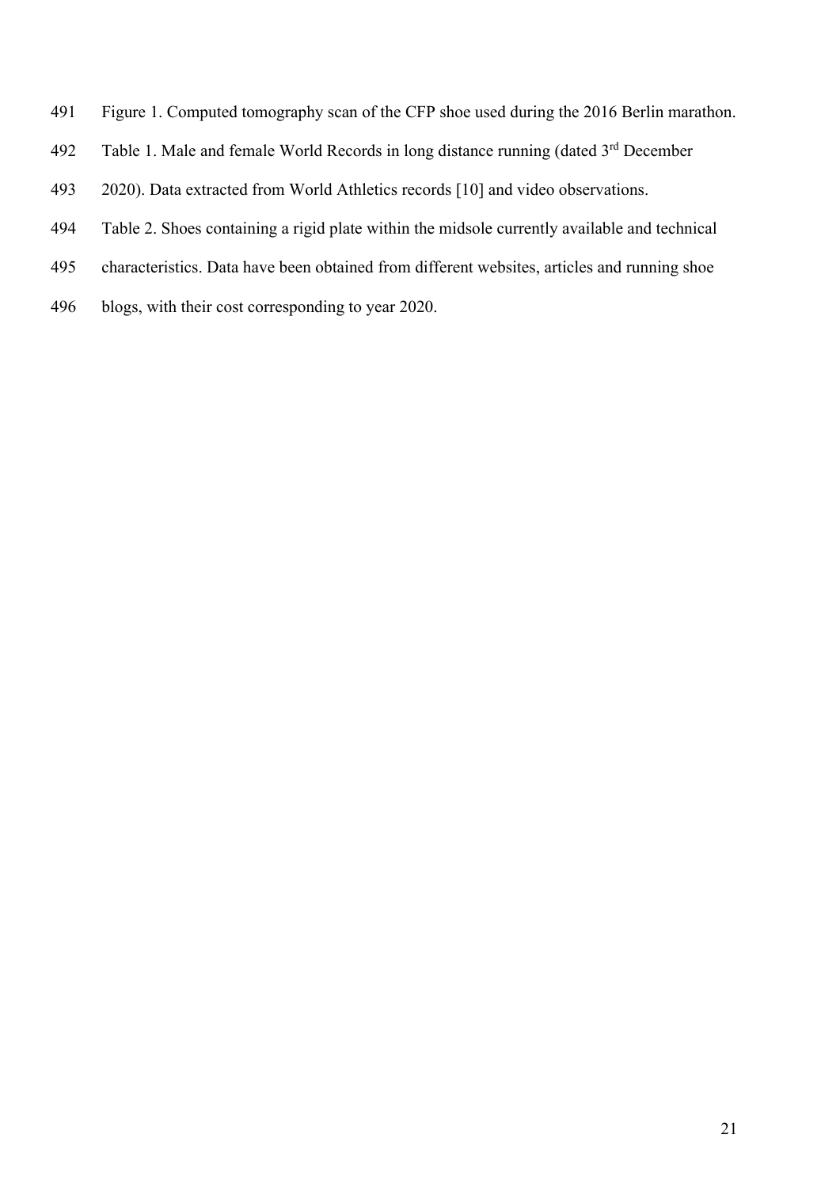Figure 1. Computed tomography scan of the CFP shoe used during the 2016 Berlin marathon.

Table 1. Male and female World Records in long distance running (dated 3rd December 2020). Data extracted from World Athletics records [10] and video observations.

Table 2. Shoes containing a rigid plate within the midsole currently available and technical characteristics. Data have been obtained from different websites, articles and running shoe blogs, with their cost corresponding to year 2020.